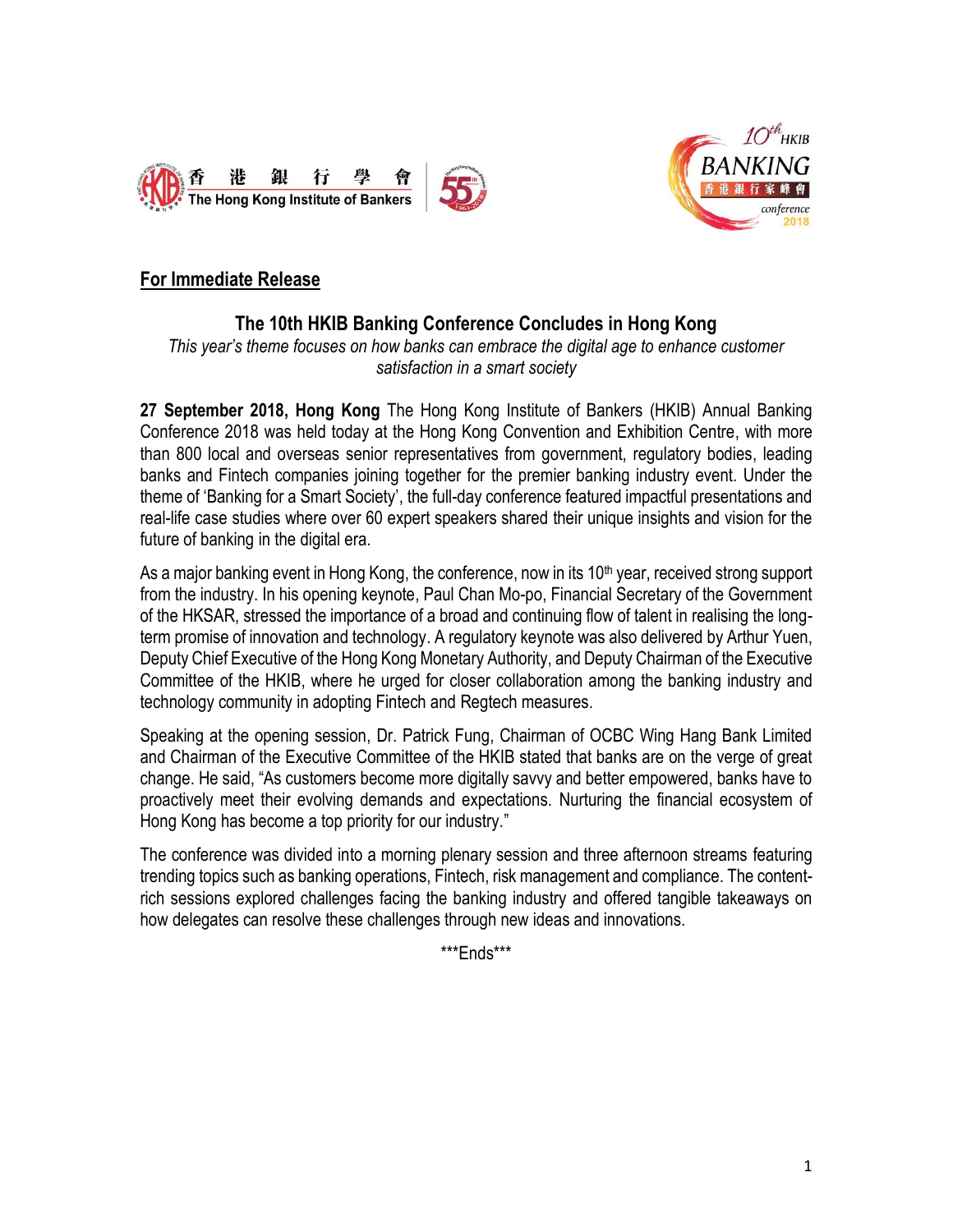**For Immediate Release**

## The 10th HKIB Banking Conference Concludes in Hong Kong

*This year's theme focuses on how banks can embrace the digital age to enhance customer satisfaction in a smart society*

**27 September 2018, Hong Kong** The Hong Kong Institute of Bankers (HKIB) Annual Banking Conference 2018 was held today at the Hong Kong Convention and Exhibition Centre, with more than 800 local and overseas senior representatives from government, regulatory bodies, leading banks and Fintech companies joining together for the premier banking industry event. Under the theme of 'Banking for a Smart Society', the full-day conference featured impactful presentations and real-life case studies where over 60 expert speakers shared their unique insights and vision for the future of banking in the digital era.

As a major banking event in Hong Kong, the conference, now in its 10th year, received strong support from the industry. In his opening keynote, Paul Chan Mo-po, Financial Secretary of the Government of the HKSAR, stressed the importance of a broad and continuing flow of talent in realising the long-term promise of innovation and technology. A regulatory keynote was also delivered by Arthur Yuen, Deputy Chief Executive of the Hong Kong Monetary Authority, and Deputy Chairman of the Executive Committee of the HKIB, where he urged for closer collaboration among the banking industry and technology community in adopting Fintech and Regtech measures.

Speaking at the opening session, Dr. Patrick Fung, Chairman of OCBC Wing Hang Bank Limited and Chairman of the Executive Committee of the HKIB stated that banks are on the verge of great change. He said, "As customers become more digitally savvy and better empowered, banks have to proactively meet their evolving demands and expectations. Nurturing the financial ecosystem of Hong Kong has become a top priority for our industry."

The conference was divided into a morning plenary session and three afternoon streams featuring trending topics such as banking operations, Fintech, risk management and compliance. The content-rich sessions explored challenges facing the banking industry and offered tangible takeaways on how delegates can resolve these challenges through new ideas and innovations.

\*\*\*Ends\*\*\*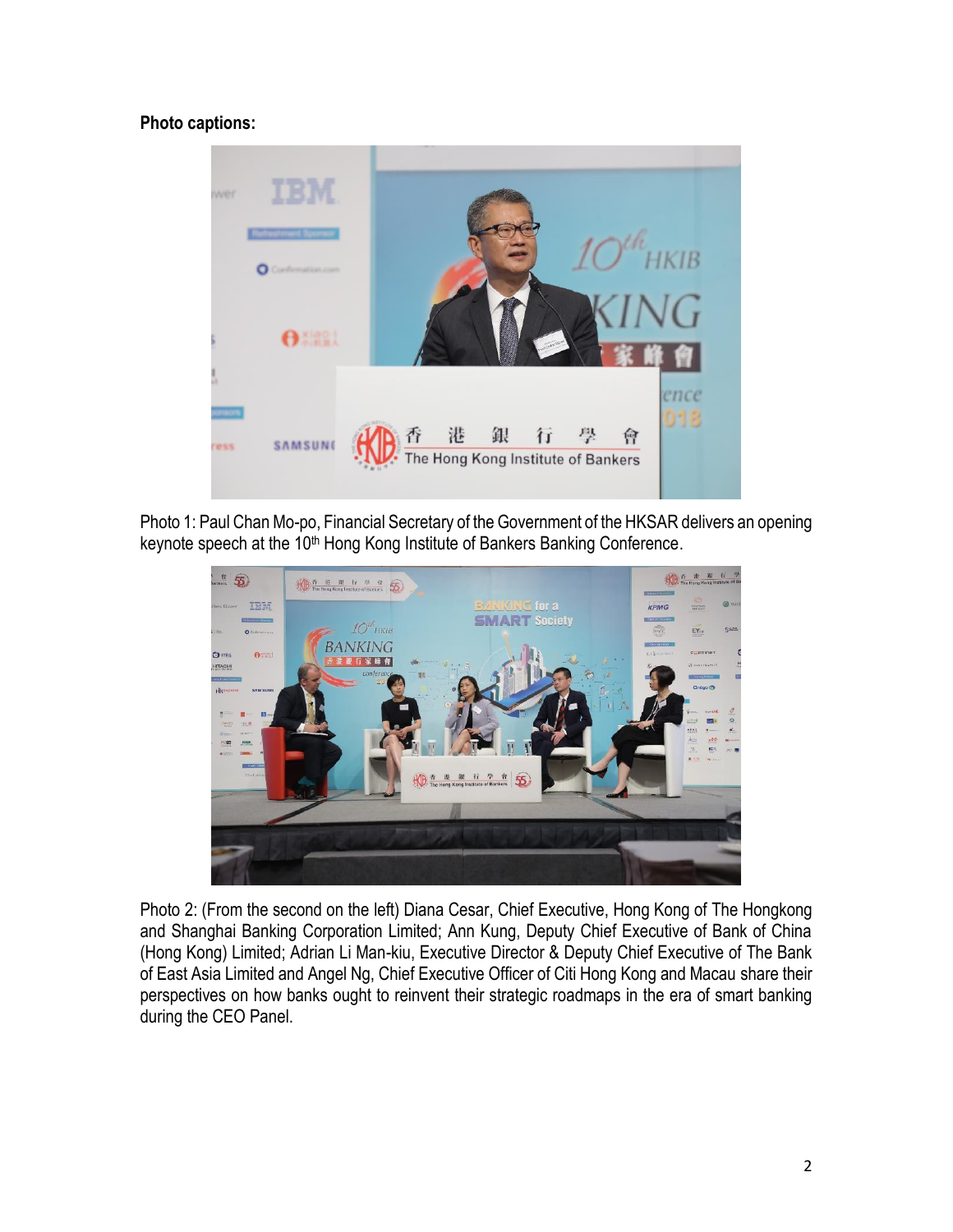**Photo captions:**

Photo 1: Paul Chan Mo-po, Financial Secretary of the Government of the HKSAR delivers an opening keynote speech at the 10th Hong Kong Institute of Bankers Banking Conference.

Photo 2: (From the second on the left) Diana Cesar, Chief Executive, Hong Kong of The Hongkong and Shanghai Banking Corporation Limited; Ann Kung, Deputy Chief Executive of Bank of China (Hong Kong) Limited; Adrian Li Man-kiu, Executive Director & Deputy Chief Executive of The Bank of East Asia Limited and Angel Ng, Chief Executive Officer of Citi Hong Kong and Macau share their perspectives on how banks ought to reinvent their strategic roadmaps in the era of smart banking during the CEO Panel.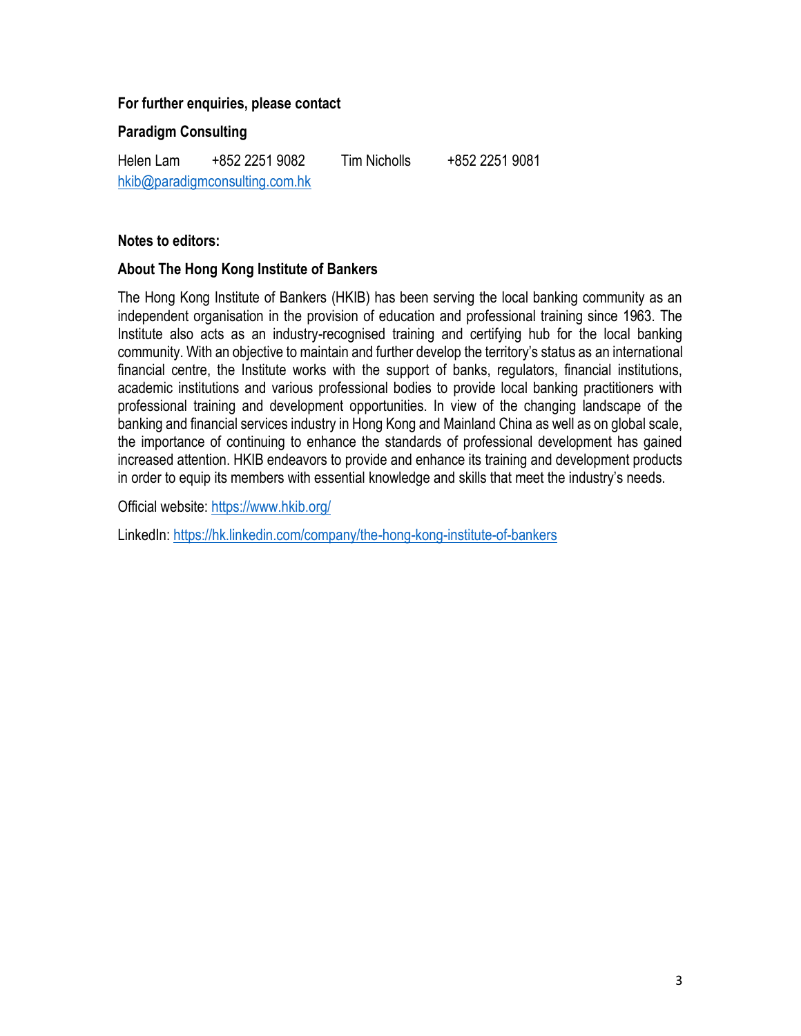**For further enquiries, please contact**

**Paradigm Consulting**

Helen Lam +852 2251 9082 Tim Nicholls +852 2251 9081
hkib@paradigmconsulting.com.hk

**Notes to editors:**

**About The Hong Kong Institute of Bankers**

The Hong Kong Institute of Bankers (HKIB) has been serving the local banking community as an independent organisation in the provision of education and professional training since 1963. The Institute also acts as an industry-recognised training and certifying hub for the local banking community. With an objective to maintain and further develop the territory's status as an international financial centre, the Institute works with the support of banks, regulators, financial institutions, academic institutions and various professional bodies to provide local banking practitioners with professional training and development opportunities. In view of the changing landscape of the banking and financial services industry in Hong Kong and Mainland China as well as on global scale, the importance of continuing to enhance the standards of professional development has gained increased attention. HKIB endeavors to provide and enhance its training and development products in order to equip its members with essential knowledge and skills that meet the industry's needs.

Official website: https://www.hkib.org/

LinkedIn: https://hk.linkedin.com/company/the-hong-kong-institute-of-bankers